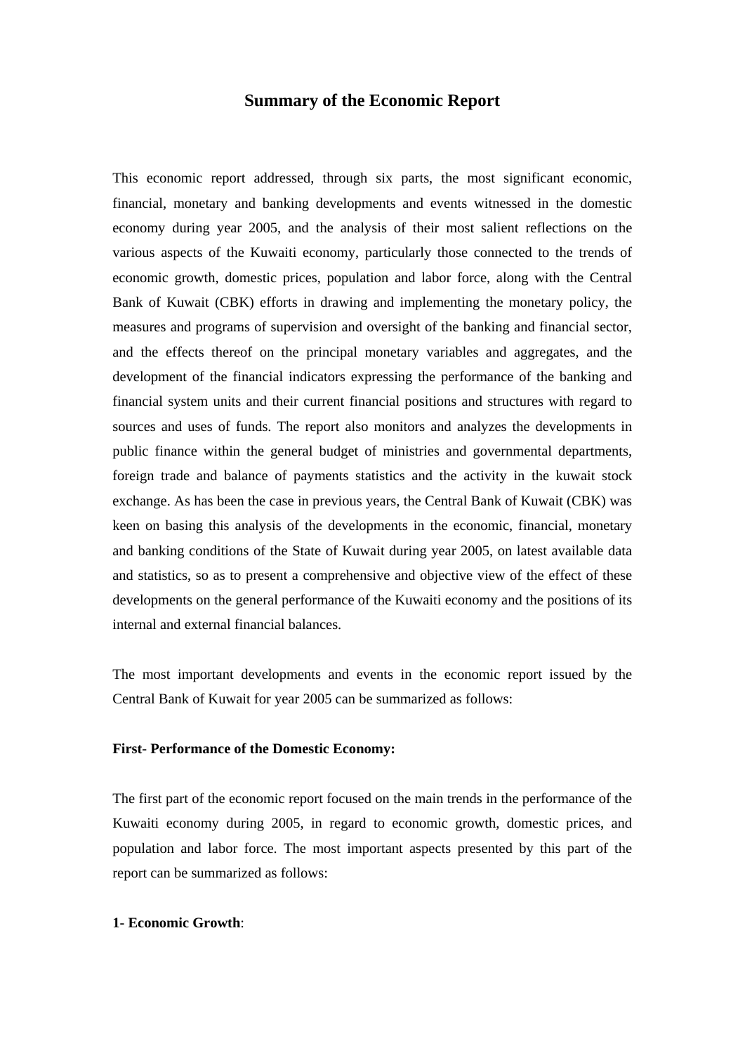# Summary of the Economic Report

This economic report addressed, through six parts, the most significant economic, financial, monetary and banking developments and events witnessed in the domestic economy during year 2005, and the analysis of their most salient reflections on the various aspects of the Kuwaiti economy, particularly those connected to the trends of economic growth, domestic prices, population and labor force, along with the Central Bank of Kuwait (CBK) efforts in drawing and implementing the monetary policy, the measures and programs of supervision and oversight of the banking and financial sector, and the effects thereof on the principal monetary variables and aggregates, and the development of the financial indicators expressing the performance of the banking and financial system units and their current financial positions and structures with regard to sources and uses of funds. The report also monitors and analyzes the developments in public finance within the general budget of ministries and governmental departments, foreign trade and balance of payments statistics and the activity in the kuwait stock exchange. As has been the case in previous years, the Central Bank of Kuwait (CBK) was keen on basing this analysis of the developments in the economic, financial, monetary and banking conditions of the State of Kuwait during year 2005, on latest available data and statistics, so as to present a comprehensive and objective view of the effect of these developments on the general performance of the Kuwaiti economy and the positions of its internal and external financial balances.

The most important developments and events in the economic report issued by the Central Bank of Kuwait for year 2005 can be summarized as follows:

**First- Performance of the Domestic Economy:**

The first part of the economic report focused on the main trends in the performance of the Kuwaiti economy during 2005, in regard to economic growth, domestic prices, and population and labor force. The most important aspects presented by this part of the report can be summarized as follows:

**1- Economic Growth**: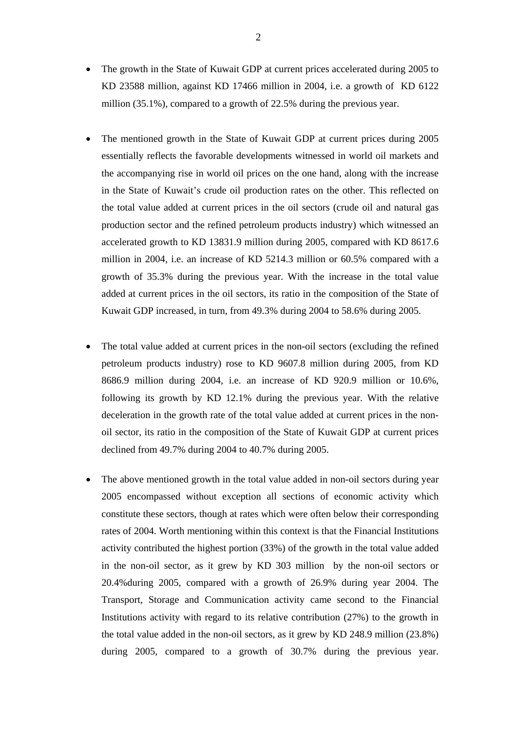- The growth in the State of Kuwait GDP at current prices accelerated during 2005 to KD 23588 million, against KD 17466 million in 2004, i.e. a growth of KD 6122 million (35.1%), compared to a growth of 22.5% during the previous year.

- The mentioned growth in the State of Kuwait GDP at current prices during 2005 essentially reflects the favorable developments witnessed in world oil markets and the accompanying rise in world oil prices on the one hand, along with the increase in the State of Kuwait's crude oil production rates on the other. This reflected on the total value added at current prices in the oil sectors (crude oil and natural gas production sector and the refined petroleum products industry) which witnessed an accelerated growth to KD 13831.9 million during 2005, compared with KD 8617.6 million in 2004, i.e. an increase of KD 5214.3 million or 60.5% compared with a growth of 35.3% during the previous year. With the increase in the total value added at current prices in the oil sectors, its ratio in the composition of the State of Kuwait GDP increased, in turn, from 49.3% during 2004 to 58.6% during 2005.

- The total value added at current prices in the non-oil sectors (excluding the refined petroleum products industry) rose to KD 9607.8 million during 2005, from KD 8686.9 million during 2004, i.e. an increase of KD 920.9 million or 10.6%, following its growth by KD 12.1% during the previous year. With the relative deceleration in the growth rate of the total value added at current prices in the non-oil sector, its ratio in the composition of the State of Kuwait GDP at current prices declined from 49.7% during 2004 to 40.7% during 2005.

- The above mentioned growth in the total value added in non-oil sectors during year 2005 encompassed without exception all sections of economic activity which constitute these sectors, though at rates which were often below their corresponding rates of 2004. Worth mentioning within this context is that the Financial Institutions activity contributed the highest portion (33%) of the growth in the total value added in the non-oil sector, as it grew by KD 303 million by the non-oil sectors or 20.4%during 2005, compared with a growth of 26.9% during year 2004. The Transport, Storage and Communication activity came second to the Financial Institutions activity with regard to its relative contribution (27%) to the growth in the total value added in the non-oil sectors, as it grew by KD 248.9 million (23.8%) during 2005, compared to a growth of 30.7% during the previous year.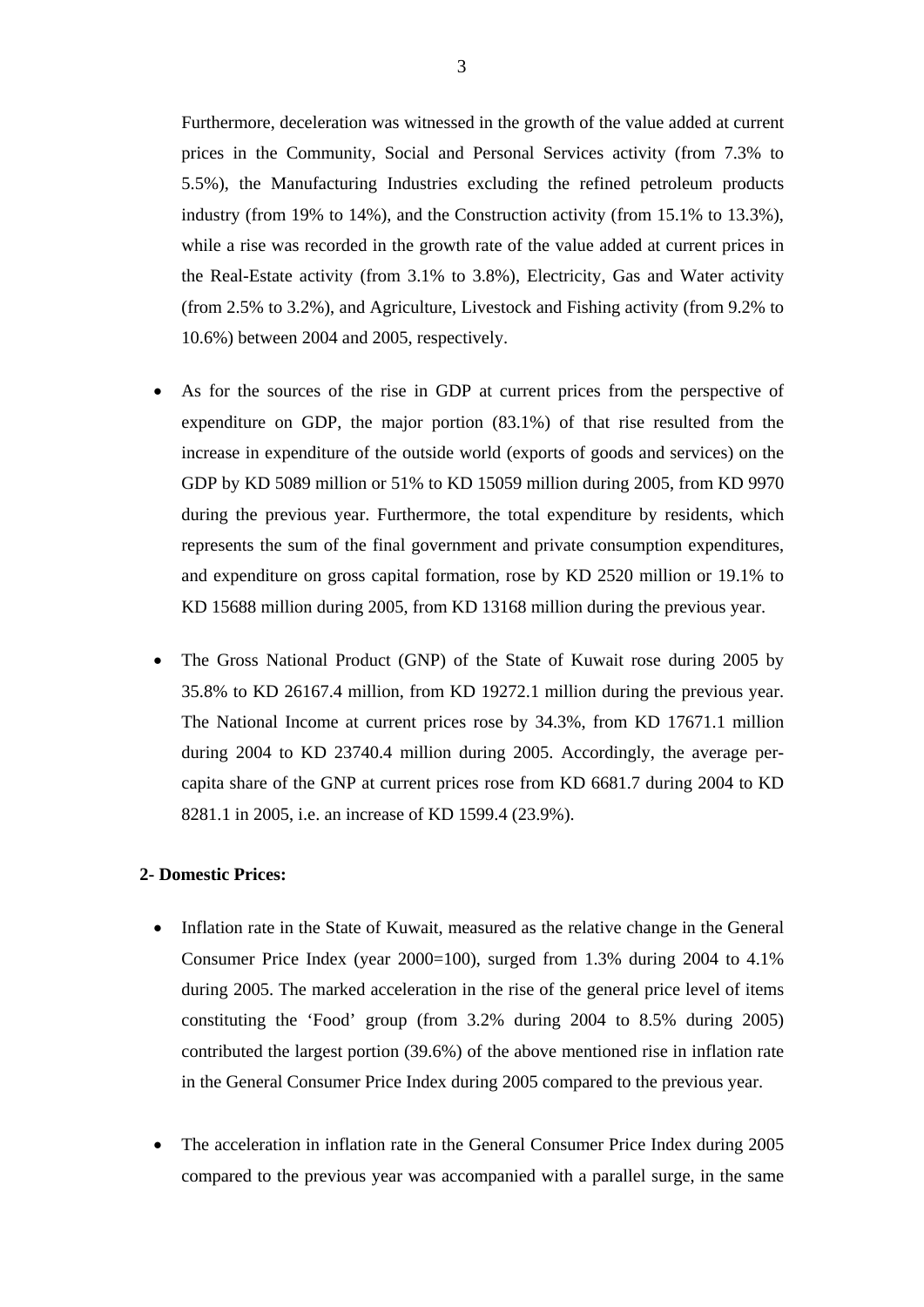Furthermore, deceleration was witnessed in the growth of the value added at current prices in the Community, Social and Personal Services activity (from 7.3% to 5.5%), the Manufacturing Industries excluding the refined petroleum products industry (from 19% to 14%), and the Construction activity (from 15.1% to 13.3%), while a rise was recorded in the growth rate of the value added at current prices in the Real-Estate activity (from 3.1% to 3.8%), Electricity, Gas and Water activity (from 2.5% to 3.2%), and Agriculture, Livestock and Fishing activity (from 9.2% to 10.6%) between 2004 and 2005, respectively.

- As for the sources of the rise in GDP at current prices from the perspective of expenditure on GDP, the major portion (83.1%) of that rise resulted from the increase in expenditure of the outside world (exports of goods and services) on the GDP by KD 5089 million or 51% to KD 15059 million during 2005, from KD 9970 during the previous year. Furthermore, the total expenditure by residents, which represents the sum of the final government and private consumption expenditures, and expenditure on gross capital formation, rose by KD 2520 million or 19.1% to KD 15688 million during 2005, from KD 13168 million during the previous year.

- The Gross National Product (GNP) of the State of Kuwait rose during 2005 by 35.8% to KD 26167.4 million, from KD 19272.1 million during the previous year. The National Income at current prices rose by 34.3%, from KD 17671.1 million during 2004 to KD 23740.4 million during 2005. Accordingly, the average per-capita share of the GNP at current prices rose from KD 6681.7 during 2004 to KD 8281.1 in 2005, i.e. an increase of KD 1599.4 (23.9%).

**2- Domestic Prices:**

- Inflation rate in the State of Kuwait, measured as the relative change in the General Consumer Price Index (year 2000=100), surged from 1.3% during 2004 to 4.1% during 2005. The marked acceleration in the rise of the general price level of items constituting the 'Food' group (from 3.2% during 2004 to 8.5% during 2005) contributed the largest portion (39.6%) of the above mentioned rise in inflation rate in the General Consumer Price Index during 2005 compared to the previous year.

- The acceleration in inflation rate in the General Consumer Price Index during 2005 compared to the previous year was accompanied with a parallel surge, in the same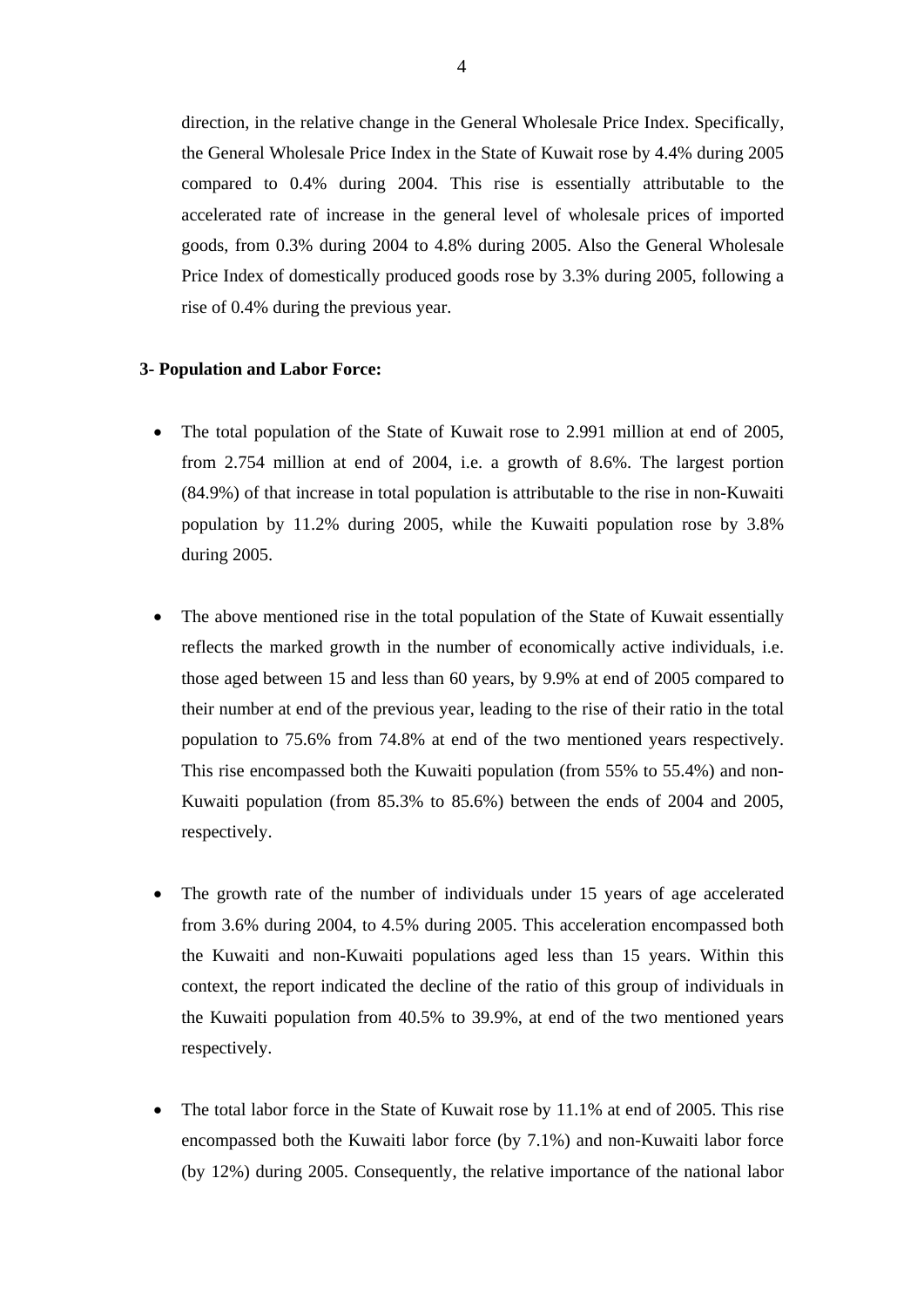direction, in the relative change in the General Wholesale Price Index. Specifically, the General Wholesale Price Index in the State of Kuwait rose by 4.4% during 2005 compared to 0.4% during 2004. This rise is essentially attributable to the accelerated rate of increase in the general level of wholesale prices of imported goods, from 0.3% during 2004 to 4.8% during 2005. Also the General Wholesale Price Index of domestically produced goods rose by 3.3% during 2005, following a rise of 0.4% during the previous year.

**3- Population and Labor Force:**

- The total population of the State of Kuwait rose to 2.991 million at end of 2005, from 2.754 million at end of 2004, i.e. a growth of 8.6%. The largest portion (84.9%) of that increase in total population is attributable to the rise in non-Kuwaiti population by 11.2% during 2005, while the Kuwaiti population rose by 3.8% during 2005.

- The above mentioned rise in the total population of the State of Kuwait essentially reflects the marked growth in the number of economically active individuals, i.e. those aged between 15 and less than 60 years, by 9.9% at end of 2005 compared to their number at end of the previous year, leading to the rise of their ratio in the total population to 75.6% from 74.8% at end of the two mentioned years respectively. This rise encompassed both the Kuwaiti population (from 55% to 55.4%) and non-Kuwaiti population (from 85.3% to 85.6%) between the ends of 2004 and 2005, respectively.

- The growth rate of the number of individuals under 15 years of age accelerated from 3.6% during 2004, to 4.5% during 2005. This acceleration encompassed both the Kuwaiti and non-Kuwaiti populations aged less than 15 years. Within this context, the report indicated the decline of the ratio of this group of individuals in the Kuwaiti population from 40.5% to 39.9%, at end of the two mentioned years respectively.

- The total labor force in the State of Kuwait rose by 11.1% at end of 2005. This rise encompassed both the Kuwaiti labor force (by 7.1%) and non-Kuwaiti labor force (by 12%) during 2005. Consequently, the relative importance of the national labor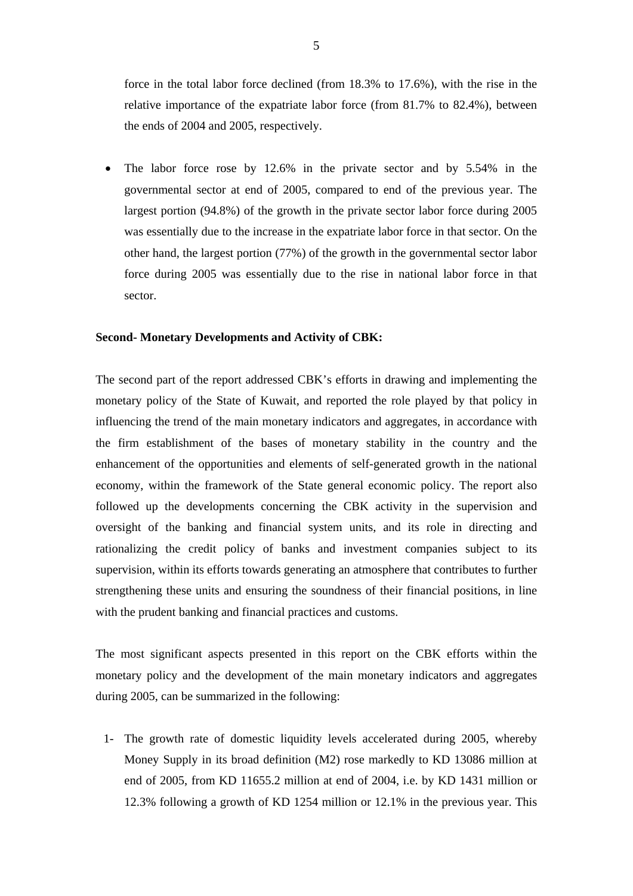force in the total labor force declined (from 18.3% to 17.6%), with the rise in the relative importance of the expatriate labor force (from 81.7% to 82.4%), between the ends of 2004 and 2005, respectively.

- The labor force rose by 12.6% in the private sector and by 5.54% in the governmental sector at end of 2005, compared to end of the previous year. The largest portion (94.8%) of the growth in the private sector labor force during 2005 was essentially due to the increase in the expatriate labor force in that sector. On the other hand, the largest portion (77%) of the growth in the governmental sector labor force during 2005 was essentially due to the rise in national labor force in that sector.

**Second- Monetary Developments and Activity of CBK:**

The second part of the report addressed CBK's efforts in drawing and implementing the monetary policy of the State of Kuwait, and reported the role played by that policy in influencing the trend of the main monetary indicators and aggregates, in accordance with the firm establishment of the bases of monetary stability in the country and the enhancement of the opportunities and elements of self-generated growth in the national economy, within the framework of the State general economic policy. The report also followed up the developments concerning the CBK activity in the supervision and oversight of the banking and financial system units, and its role in directing and rationalizing the credit policy of banks and investment companies subject to its supervision, within its efforts towards generating an atmosphere that contributes to further strengthening these units and ensuring the soundness of their financial positions, in line with the prudent banking and financial practices and customs.

The most significant aspects presented in this report on the CBK efforts within the monetary policy and the development of the main monetary indicators and aggregates during 2005, can be summarized in the following:

1- The growth rate of domestic liquidity levels accelerated during 2005, whereby Money Supply in its broad definition (M2) rose markedly to KD 13086 million at end of 2005, from KD 11655.2 million at end of 2004, i.e. by KD 1431 million or 12.3% following a growth of KD 1254 million or 12.1% in the previous year. This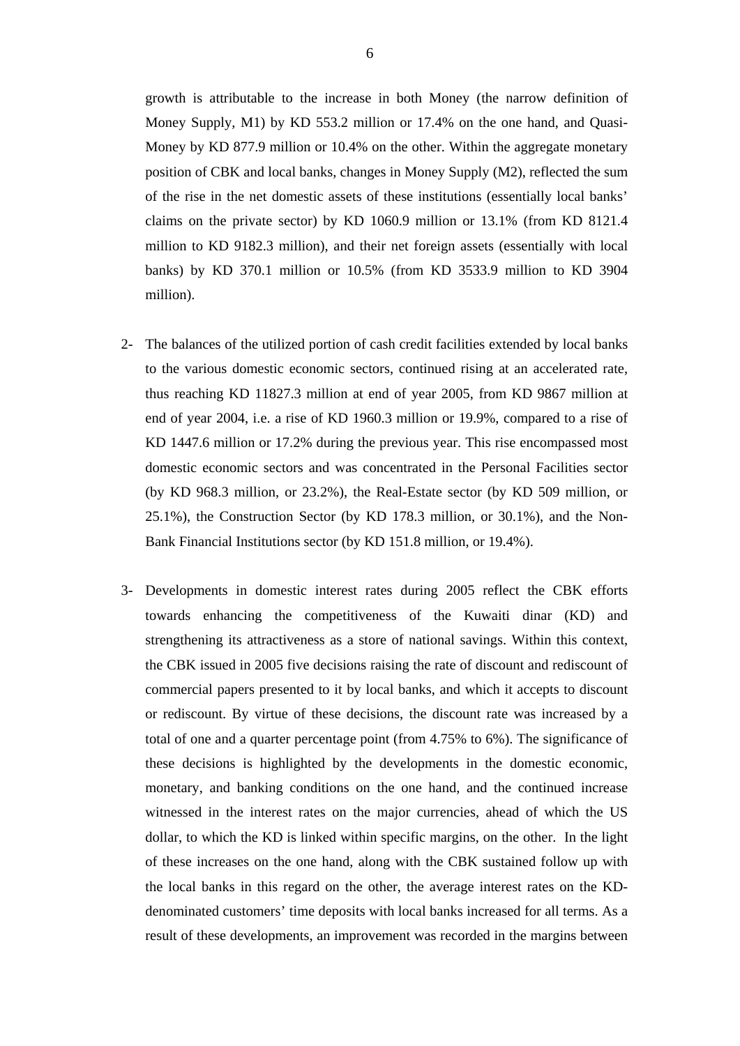growth is attributable to the increase in both Money (the narrow definition of Money Supply, M1) by KD 553.2 million or 17.4% on the one hand, and Quasi-Money by KD 877.9 million or 10.4% on the other. Within the aggregate monetary position of CBK and local banks, changes in Money Supply (M2), reflected the sum of the rise in the net domestic assets of these institutions (essentially local banks' claims on the private sector) by KD 1060.9 million or 13.1% (from KD 8121.4 million to KD 9182.3 million), and their net foreign assets (essentially with local banks) by KD 370.1 million or 10.5% (from KD 3533.9 million to KD 3904 million).

2- The balances of the utilized portion of cash credit facilities extended by local banks to the various domestic economic sectors, continued rising at an accelerated rate, thus reaching KD 11827.3 million at end of year 2005, from KD 9867 million at end of year 2004, i.e. a rise of KD 1960.3 million or 19.9%, compared to a rise of KD 1447.6 million or 17.2% during the previous year. This rise encompassed most domestic economic sectors and was concentrated in the Personal Facilities sector (by KD 968.3 million, or 23.2%), the Real-Estate sector (by KD 509 million, or 25.1%), the Construction Sector (by KD 178.3 million, or 30.1%), and the Non-Bank Financial Institutions sector (by KD 151.8 million, or 19.4%).

3- Developments in domestic interest rates during 2005 reflect the CBK efforts towards enhancing the competitiveness of the Kuwaiti dinar (KD) and strengthening its attractiveness as a store of national savings. Within this context, the CBK issued in 2005 five decisions raising the rate of discount and rediscount of commercial papers presented to it by local banks, and which it accepts to discount or rediscount. By virtue of these decisions, the discount rate was increased by a total of one and a quarter percentage point (from 4.75% to 6%). The significance of these decisions is highlighted by the developments in the domestic economic, monetary, and banking conditions on the one hand, and the continued increase witnessed in the interest rates on the major currencies, ahead of which the US dollar, to which the KD is linked within specific margins, on the other. In the light of these increases on the one hand, along with the CBK sustained follow up with the local banks in this regard on the other, the average interest rates on the KD-denominated customers' time deposits with local banks increased for all terms. As a result of these developments, an improvement was recorded in the margins between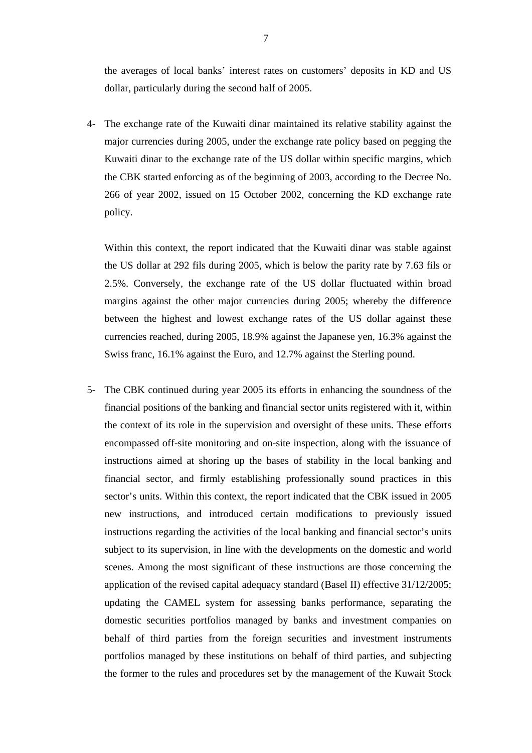the averages of local banks' interest rates on customers' deposits in KD and US dollar, particularly during the second half of 2005.

4- The exchange rate of the Kuwaiti dinar maintained its relative stability against the major currencies during 2005, under the exchange rate policy based on pegging the Kuwaiti dinar to the exchange rate of the US dollar within specific margins, which the CBK started enforcing as of the beginning of 2003, according to the Decree No. 266 of year 2002, issued on 15 October 2002, concerning the KD exchange rate policy.

   Within this context, the report indicated that the Kuwaiti dinar was stable against the US dollar at 292 fils during 2005, which is below the parity rate by 7.63 fils or 2.5%. Conversely, the exchange rate of the US dollar fluctuated within broad margins against the other major currencies during 2005; whereby the difference between the highest and lowest exchange rates of the US dollar against these currencies reached, during 2005, 18.9% against the Japanese yen, 16.3% against the Swiss franc, 16.1% against the Euro, and 12.7% against the Sterling pound.

5- The CBK continued during year 2005 its efforts in enhancing the soundness of the financial positions of the banking and financial sector units registered with it, within the context of its role in the supervision and oversight of these units. These efforts encompassed off-site monitoring and on-site inspection, along with the issuance of instructions aimed at shoring up the bases of stability in the local banking and financial sector, and firmly establishing professionally sound practices in this sector's units. Within this context, the report indicated that the CBK issued in 2005 new instructions, and introduced certain modifications to previously issued instructions regarding the activities of the local banking and financial sector's units subject to its supervision, in line with the developments on the domestic and world scenes. Among the most significant of these instructions are those concerning the application of the revised capital adequacy standard (Basel II) effective 31/12/2005; updating the CAMEL system for assessing banks performance, separating the domestic securities portfolios managed by banks and investment companies on behalf of third parties from the foreign securities and investment instruments portfolios managed by these institutions on behalf of third parties, and subjecting the former to the rules and procedures set by the management of the Kuwait Stock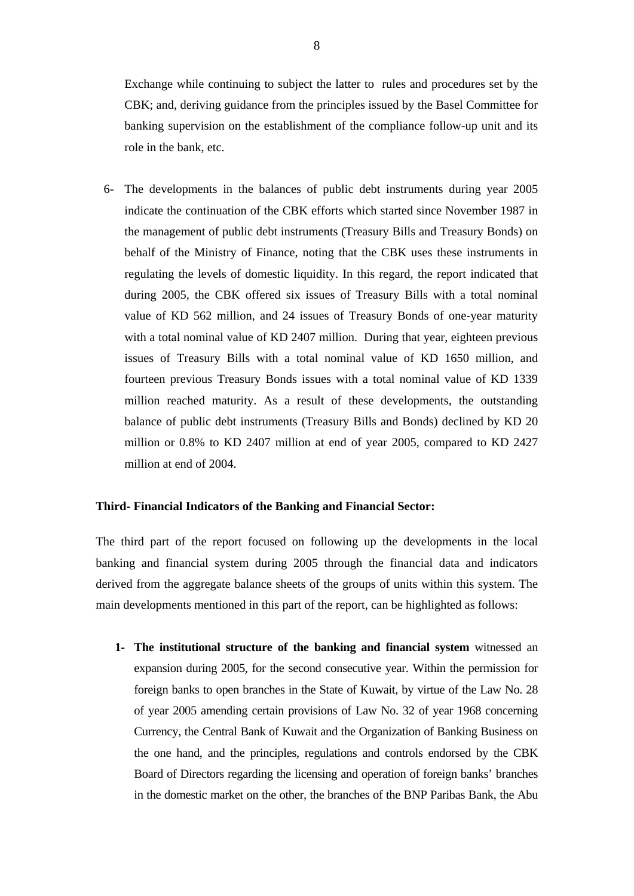Exchange while continuing to subject the latter to rules and procedures set by the CBK; and, deriving guidance from the principles issued by the Basel Committee for banking supervision on the establishment of the compliance follow-up unit and its role in the bank, etc.

6- The developments in the balances of public debt instruments during year 2005 indicate the continuation of the CBK efforts which started since November 1987 in the management of public debt instruments (Treasury Bills and Treasury Bonds) on behalf of the Ministry of Finance, noting that the CBK uses these instruments in regulating the levels of domestic liquidity. In this regard, the report indicated that during 2005, the CBK offered six issues of Treasury Bills with a total nominal value of KD 562 million, and 24 issues of Treasury Bonds of one-year maturity with a total nominal value of KD 2407 million. During that year, eighteen previous issues of Treasury Bills with a total nominal value of KD 1650 million, and fourteen previous Treasury Bonds issues with a total nominal value of KD 1339 million reached maturity. As a result of these developments, the outstanding balance of public debt instruments (Treasury Bills and Bonds) declined by KD 20 million or 0.8% to KD 2407 million at end of year 2005, compared to KD 2427 million at end of 2004.

**Third- Financial Indicators of the Banking and Financial Sector:**

The third part of the report focused on following up the developments in the local banking and financial system during 2005 through the financial data and indicators derived from the aggregate balance sheets of the groups of units within this system. The main developments mentioned in this part of the report, can be highlighted as follows:

1- **The institutional structure of the banking and financial system** witnessed an expansion during 2005, for the second consecutive year. Within the permission for foreign banks to open branches in the State of Kuwait, by virtue of the Law No. 28 of year 2005 amending certain provisions of Law No. 32 of year 1968 concerning Currency, the Central Bank of Kuwait and the Organization of Banking Business on the one hand, and the principles, regulations and controls endorsed by the CBK Board of Directors regarding the licensing and operation of foreign banks' branches in the domestic market on the other, the branches of the BNP Paribas Bank, the Abu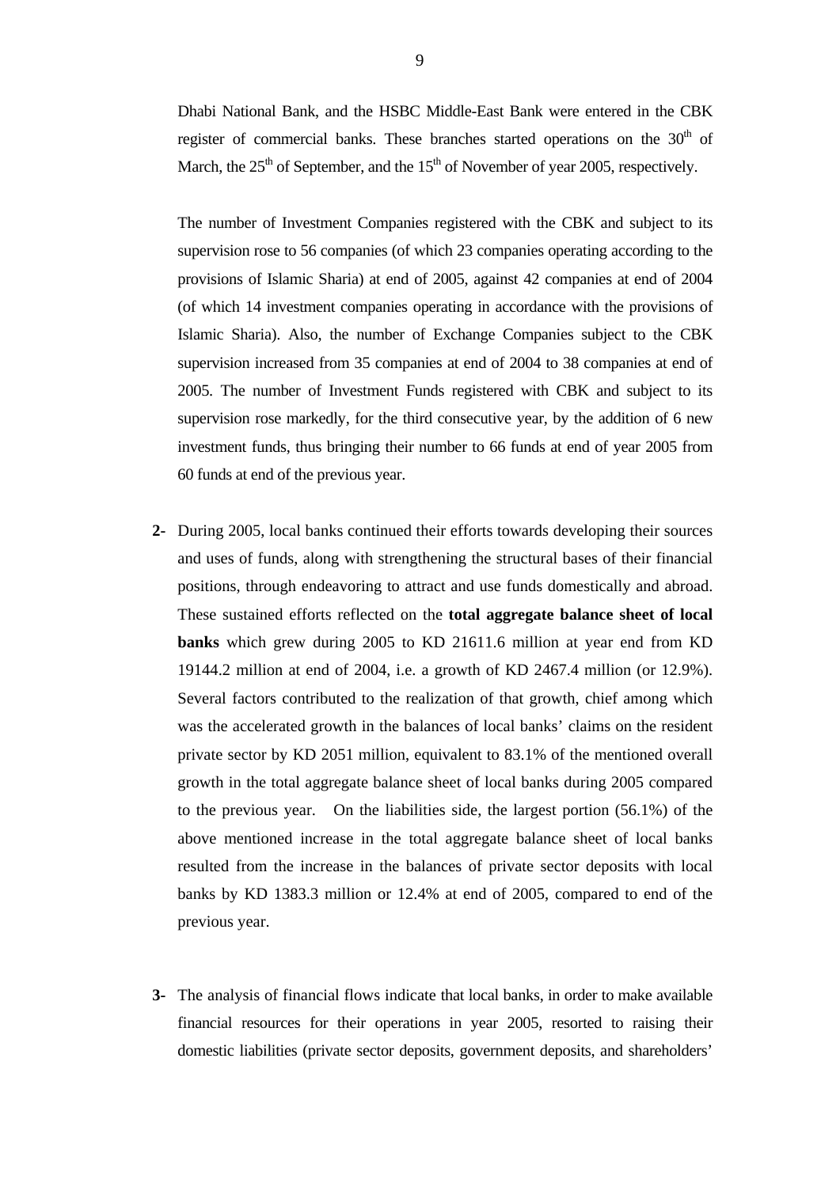Dhabi National Bank, and the HSBC Middle-East Bank were entered in the CBK register of commercial banks. These branches started operations on the 30th of March, the 25th of September, and the 15th of November of year 2005, respectively.

The number of Investment Companies registered with the CBK and subject to its supervision rose to 56 companies (of which 23 companies operating according to the provisions of Islamic Sharia) at end of 2005, against 42 companies at end of 2004 (of which 14 investment companies operating in accordance with the provisions of Islamic Sharia). Also, the number of Exchange Companies subject to the CBK supervision increased from 35 companies at end of 2004 to 38 companies at end of 2005. The number of Investment Funds registered with CBK and subject to its supervision rose markedly, for the third consecutive year, by the addition of 6 new investment funds, thus bringing their number to 66 funds at end of year 2005 from 60 funds at end of the previous year.

**2-** During 2005, local banks continued their efforts towards developing their sources and uses of funds, along with strengthening the structural bases of their financial positions, through endeavoring to attract and use funds domestically and abroad. These sustained efforts reflected on the **total aggregate balance sheet of local banks** which grew during 2005 to KD 21611.6 million at year end from KD 19144.2 million at end of 2004, i.e. a growth of KD 2467.4 million (or 12.9%). Several factors contributed to the realization of that growth, chief among which was the accelerated growth in the balances of local banks' claims on the resident private sector by KD 2051 million, equivalent to 83.1% of the mentioned overall growth in the total aggregate balance sheet of local banks during 2005 compared to the previous year. On the liabilities side, the largest portion (56.1%) of the above mentioned increase in the total aggregate balance sheet of local banks resulted from the increase in the balances of private sector deposits with local banks by KD 1383.3 million or 12.4% at end of 2005, compared to end of the previous year.

**3-** The analysis of financial flows indicate that local banks, in order to make available financial resources for their operations in year 2005, resorted to raising their domestic liabilities (private sector deposits, government deposits, and shareholders'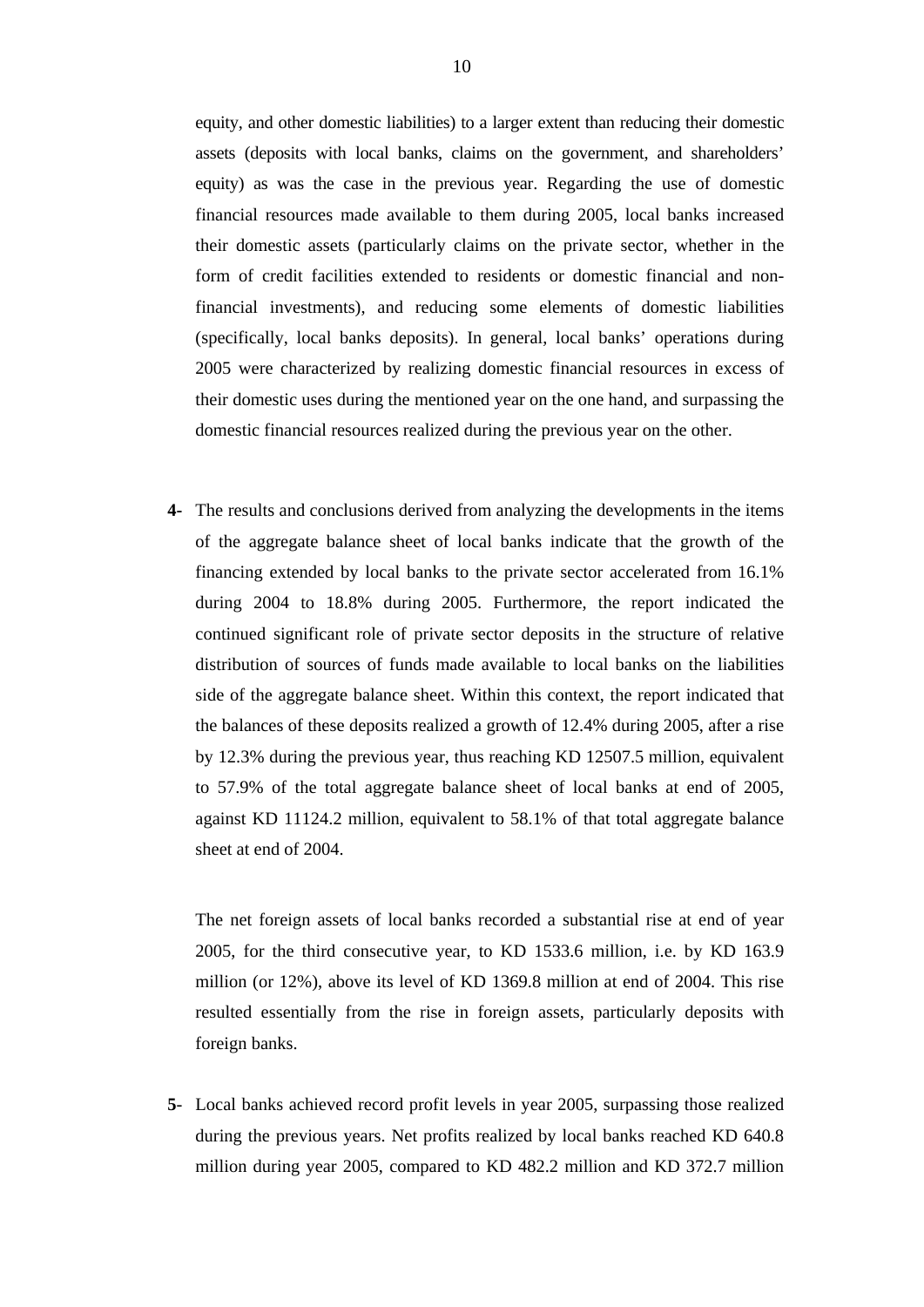equity, and other domestic liabilities) to a larger extent than reducing their domestic assets (deposits with local banks, claims on the government, and shareholders' equity) as was the case in the previous year. Regarding the use of domestic financial resources made available to them during 2005, local banks increased their domestic assets (particularly claims on the private sector, whether in the form of credit facilities extended to residents or domestic financial and non-financial investments), and reducing some elements of domestic liabilities (specifically, local banks deposits). In general, local banks' operations during 2005 were characterized by realizing domestic financial resources in excess of their domestic uses during the mentioned year on the one hand, and surpassing the domestic financial resources realized during the previous year on the other.

**4**- The results and conclusions derived from analyzing the developments in the items of the aggregate balance sheet of local banks indicate that the growth of the financing extended by local banks to the private sector accelerated from 16.1% during 2004 to 18.8% during 2005. Furthermore, the report indicated the continued significant role of private sector deposits in the structure of relative distribution of sources of funds made available to local banks on the liabilities side of the aggregate balance sheet. Within this context, the report indicated that the balances of these deposits realized a growth of 12.4% during 2005, after a rise by 12.3% during the previous year, thus reaching KD 12507.5 million, equivalent to 57.9% of the total aggregate balance sheet of local banks at end of 2005, against KD 11124.2 million, equivalent to 58.1% of that total aggregate balance sheet at end of 2004.

The net foreign assets of local banks recorded a substantial rise at end of year 2005, for the third consecutive year, to KD 1533.6 million, i.e. by KD 163.9 million (or 12%), above its level of KD 1369.8 million at end of 2004. This rise resulted essentially from the rise in foreign assets, particularly deposits with foreign banks.

**5**- Local banks achieved record profit levels in year 2005, surpassing those realized during the previous years. Net profits realized by local banks reached KD 640.8 million during year 2005, compared to KD 482.2 million and KD 372.7 million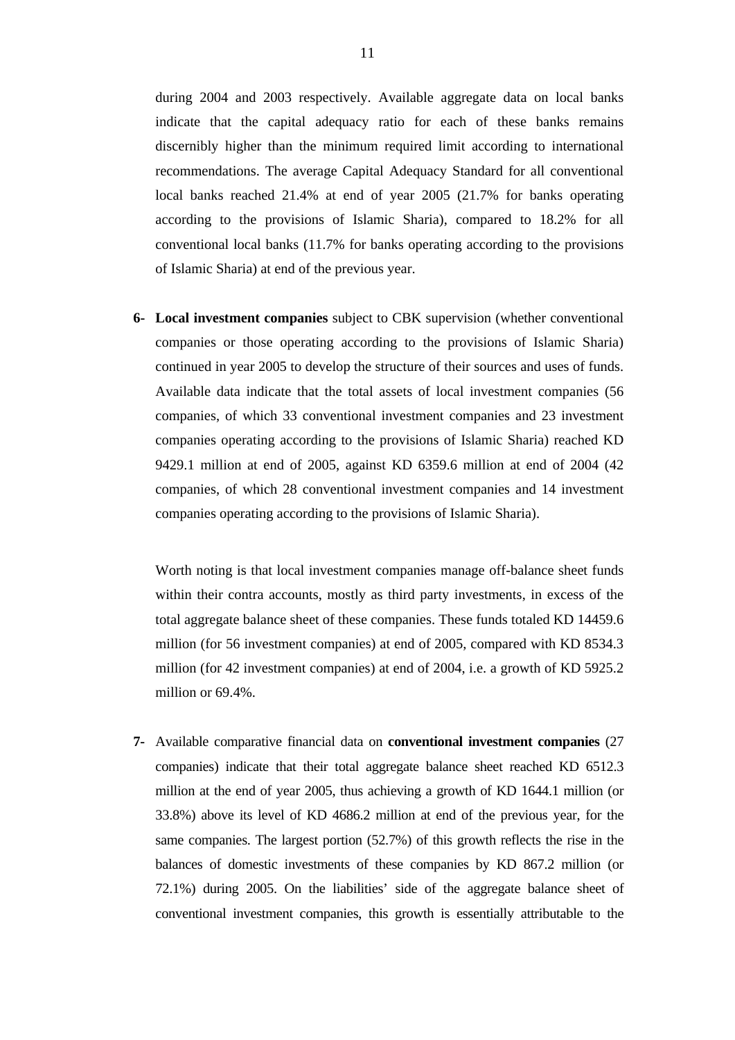during 2004 and 2003 respectively. Available aggregate data on local banks indicate that the capital adequacy ratio for each of these banks remains discernibly higher than the minimum required limit according to international recommendations. The average Capital Adequacy Standard for all conventional local banks reached 21.4% at end of year 2005 (21.7% for banks operating according to the provisions of Islamic Sharia), compared to 18.2% for all conventional local banks (11.7% for banks operating according to the provisions of Islamic Sharia) at end of the previous year.

6- **Local investment companies** subject to CBK supervision (whether conventional companies or those operating according to the provisions of Islamic Sharia) continued in year 2005 to develop the structure of their sources and uses of funds. Available data indicate that the total assets of local investment companies (56 companies, of which 33 conventional investment companies and 23 investment companies operating according to the provisions of Islamic Sharia) reached KD 9429.1 million at end of 2005, against KD 6359.6 million at end of 2004 (42 companies, of which 28 conventional investment companies and 14 investment companies operating according to the provisions of Islamic Sharia).

Worth noting is that local investment companies manage off-balance sheet funds within their contra accounts, mostly as third party investments, in excess of the total aggregate balance sheet of these companies. These funds totaled KD 14459.6 million (for 56 investment companies) at end of 2005, compared with KD 8534.3 million (for 42 investment companies) at end of 2004, i.e. a growth of KD 5925.2 million or 69.4%.

7- Available comparative financial data on **conventional investment companies** (27 companies) indicate that their total aggregate balance sheet reached KD 6512.3 million at the end of year 2005, thus achieving a growth of KD 1644.1 million (or 33.8%) above its level of KD 4686.2 million at end of the previous year, for the same companies. The largest portion (52.7%) of this growth reflects the rise in the balances of domestic investments of these companies by KD 867.2 million (or 72.1%) during 2005. On the liabilities' side of the aggregate balance sheet of conventional investment companies, this growth is essentially attributable to the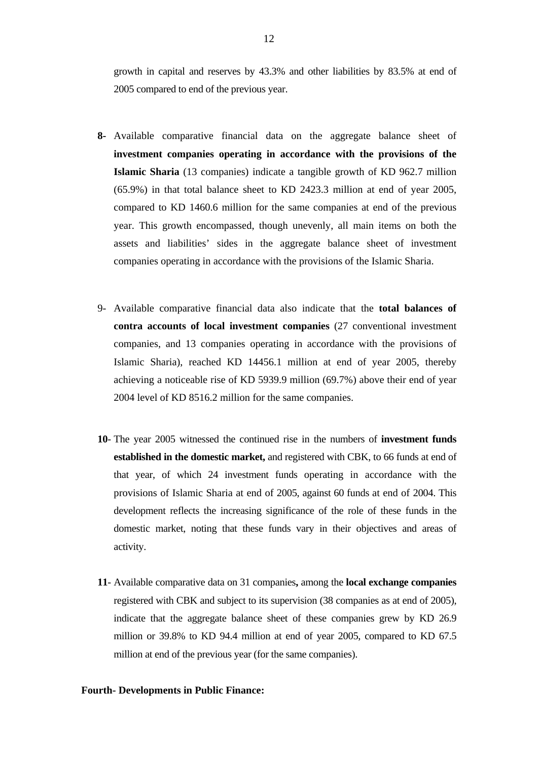growth in capital and reserves by 43.3% and other liabilities by 83.5% at end of 2005 compared to end of the previous year.

**8-** Available comparative financial data on the aggregate balance sheet of **investment companies operating in accordance with the provisions of the Islamic Sharia** (13 companies) indicate a tangible growth of KD 962.7 million (65.9%) in that total balance sheet to KD 2423.3 million at end of year 2005, compared to KD 1460.6 million for the same companies at end of the previous year. This growth encompassed, though unevenly, all main items on both the assets and liabilities' sides in the aggregate balance sheet of investment companies operating in accordance with the provisions of the Islamic Sharia.

9- Available comparative financial data also indicate that the **total balances of contra accounts of local investment companies** (27 conventional investment companies, and 13 companies operating in accordance with the provisions of Islamic Sharia), reached KD 14456.1 million at end of year 2005, thereby achieving a noticeable rise of KD 5939.9 million (69.7%) above their end of year 2004 level of KD 8516.2 million for the same companies.

**10**- The year 2005 witnessed the continued rise in the numbers of **investment funds established in the domestic market,** and registered with CBK, to 66 funds at end of that year, of which 24 investment funds operating in accordance with the provisions of Islamic Sharia at end of 2005, against 60 funds at end of 2004. This development reflects the increasing significance of the role of these funds in the domestic market, noting that these funds vary in their objectives and areas of activity.

**11**- Available comparative data on 31 companies**,** among the **local exchange companies** registered with CBK and subject to its supervision (38 companies as at end of 2005), indicate that the aggregate balance sheet of these companies grew by KD 26.9 million or 39.8% to KD 94.4 million at end of year 2005, compared to KD 67.5 million at end of the previous year (for the same companies).

**Fourth- Developments in Public Finance:**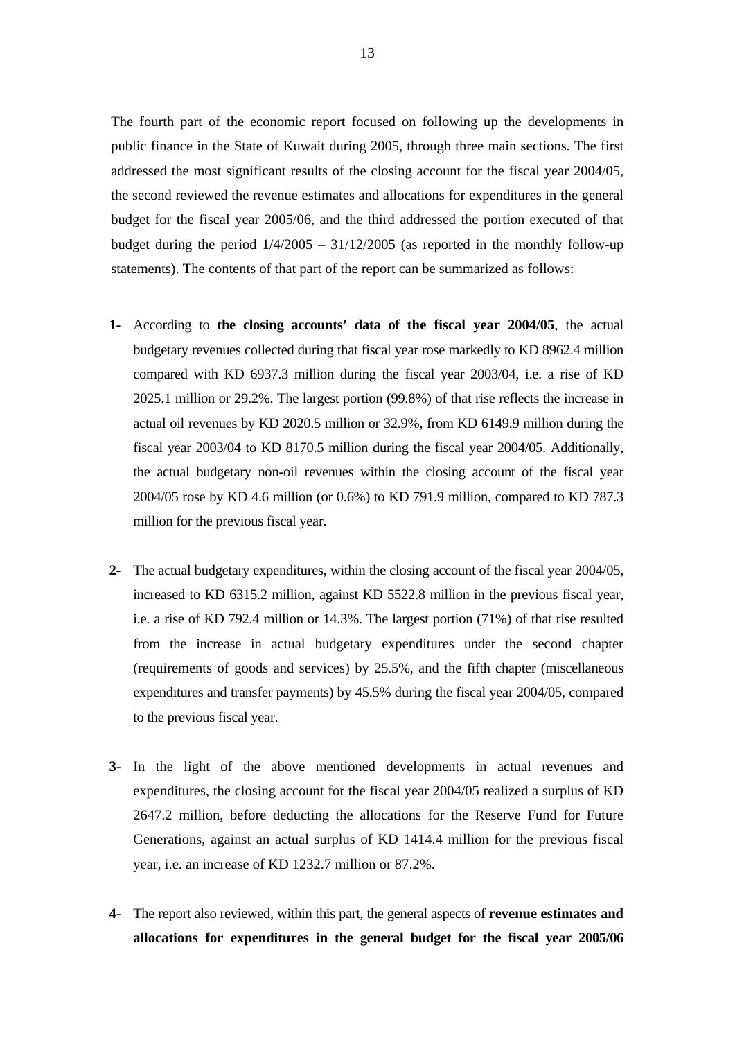The fourth part of the economic report focused on following up the developments in public finance in the State of Kuwait during 2005, through three main sections. The first addressed the most significant results of the closing account for the fiscal year 2004/05, the second reviewed the revenue estimates and allocations for expenditures in the general budget for the fiscal year 2005/06, and the third addressed the portion executed of that budget during the period 1/4/2005 – 31/12/2005 (as reported in the monthly follow-up statements). The contents of that part of the report can be summarized as follows:

**1-** According to **the closing accounts' data of the fiscal year 2004/05**, the actual budgetary revenues collected during that fiscal year rose markedly to KD 8962.4 million compared with KD 6937.3 million during the fiscal year 2003/04, i.e. a rise of KD 2025.1 million or 29.2%. The largest portion (99.8%) of that rise reflects the increase in actual oil revenues by KD 2020.5 million or 32.9%, from KD 6149.9 million during the fiscal year 2003/04 to KD 8170.5 million during the fiscal year 2004/05. Additionally, the actual budgetary non-oil revenues within the closing account of the fiscal year 2004/05 rose by KD 4.6 million (or 0.6%) to KD 791.9 million, compared to KD 787.3 million for the previous fiscal year.

**2-** The actual budgetary expenditures, within the closing account of the fiscal year 2004/05, increased to KD 6315.2 million, against KD 5522.8 million in the previous fiscal year, i.e. a rise of KD 792.4 million or 14.3%. The largest portion (71%) of that rise resulted from the increase in actual budgetary expenditures under the second chapter (requirements of goods and services) by 25.5%, and the fifth chapter (miscellaneous expenditures and transfer payments) by 45.5% during the fiscal year 2004/05, compared to the previous fiscal year.

**3-** In the light of the above mentioned developments in actual revenues and expenditures, the closing account for the fiscal year 2004/05 realized a surplus of KD 2647.2 million, before deducting the allocations for the Reserve Fund for Future Generations, against an actual surplus of KD 1414.4 million for the previous fiscal year, i.e. an increase of KD 1232.7 million or 87.2%.

**4-** The report also reviewed, within this part, the general aspects of **revenue estimates and allocations for expenditures in the general budget for the fiscal year 2005/06**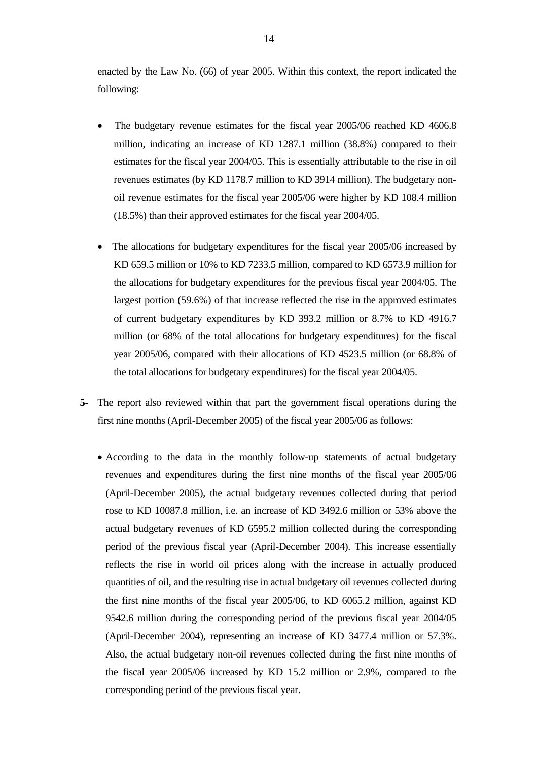enacted by the Law No. (66) of year 2005. Within this context, the report indicated the following:

- The budgetary revenue estimates for the fiscal year 2005/06 reached KD 4606.8 million, indicating an increase of KD 1287.1 million (38.8%) compared to their estimates for the fiscal year 2004/05. This is essentially attributable to the rise in oil revenues estimates (by KD 1178.7 million to KD 3914 million). The budgetary non-oil revenue estimates for the fiscal year 2005/06 were higher by KD 108.4 million (18.5%) than their approved estimates for the fiscal year 2004/05.

- The allocations for budgetary expenditures for the fiscal year 2005/06 increased by KD 659.5 million or 10% to KD 7233.5 million, compared to KD 6573.9 million for the allocations for budgetary expenditures for the previous fiscal year 2004/05. The largest portion (59.6%) of that increase reflected the rise in the approved estimates of current budgetary expenditures by KD 393.2 million or 8.7% to KD 4916.7 million (or 68% of the total allocations for budgetary expenditures) for the fiscal year 2005/06, compared with their allocations of KD 4523.5 million (or 68.8% of the total allocations for budgetary expenditures) for the fiscal year 2004/05.

**5-** The report also reviewed within that part the government fiscal operations during the first nine months (April-December 2005) of the fiscal year 2005/06 as follows:

- According to the data in the monthly follow-up statements of actual budgetary revenues and expenditures during the first nine months of the fiscal year 2005/06 (April-December 2005), the actual budgetary revenues collected during that period rose to KD 10087.8 million, i.e. an increase of KD 3492.6 million or 53% above the actual budgetary revenues of KD 6595.2 million collected during the corresponding period of the previous fiscal year (April-December 2004). This increase essentially reflects the rise in world oil prices along with the increase in actually produced quantities of oil, and the resulting rise in actual budgetary oil revenues collected during the first nine months of the fiscal year 2005/06, to KD 6065.2 million, against KD 9542.6 million during the corresponding period of the previous fiscal year 2004/05 (April-December 2004), representing an increase of KD 3477.4 million or 57.3%. Also, the actual budgetary non-oil revenues collected during the first nine months of the fiscal year 2005/06 increased by KD 15.2 million or 2.9%, compared to the corresponding period of the previous fiscal year.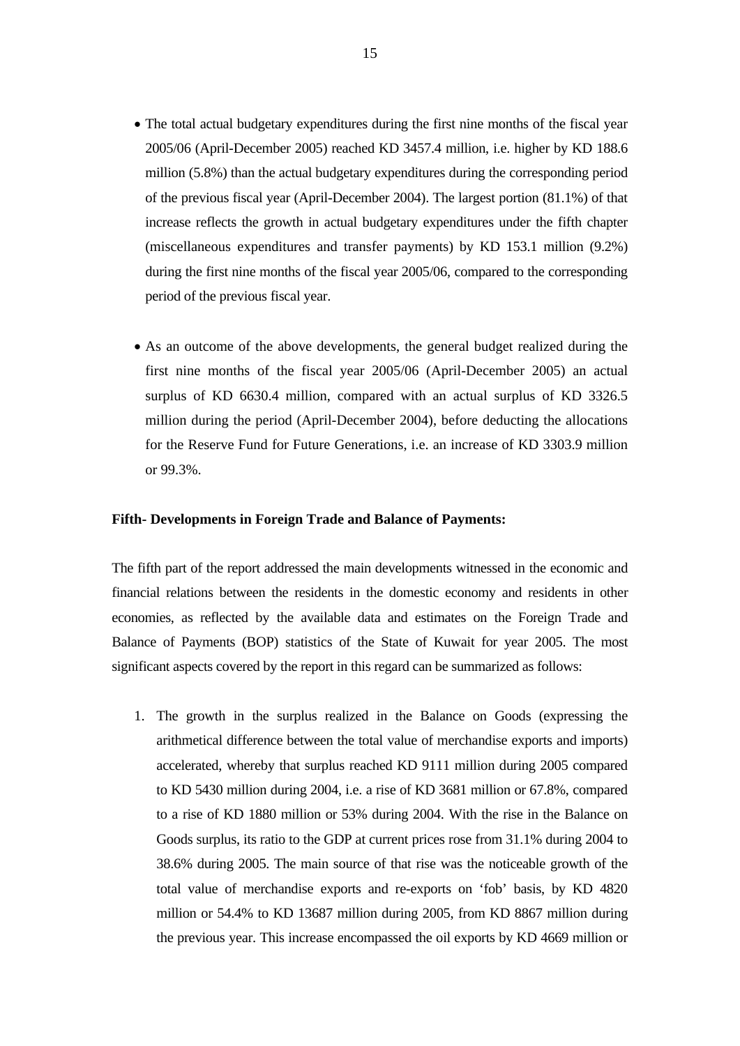- The total actual budgetary expenditures during the first nine months of the fiscal year 2005/06 (April-December 2005) reached KD 3457.4 million, i.e. higher by KD 188.6 million (5.8%) than the actual budgetary expenditures during the corresponding period of the previous fiscal year (April-December 2004). The largest portion (81.1%) of that increase reflects the growth in actual budgetary expenditures under the fifth chapter (miscellaneous expenditures and transfer payments) by KD 153.1 million (9.2%) during the first nine months of the fiscal year 2005/06, compared to the corresponding period of the previous fiscal year.

- As an outcome of the above developments, the general budget realized during the first nine months of the fiscal year 2005/06 (April-December 2005) an actual surplus of KD 6630.4 million, compared with an actual surplus of KD 3326.5 million during the period (April-December 2004), before deducting the allocations for the Reserve Fund for Future Generations, i.e. an increase of KD 3303.9 million or 99.3%.

**Fifth- Developments in Foreign Trade and Balance of Payments:**

The fifth part of the report addressed the main developments witnessed in the economic and financial relations between the residents in the domestic economy and residents in other economies, as reflected by the available data and estimates on the Foreign Trade and Balance of Payments (BOP) statistics of the State of Kuwait for year 2005. The most significant aspects covered by the report in this regard can be summarized as follows:

1. The growth in the surplus realized in the Balance on Goods (expressing the arithmetical difference between the total value of merchandise exports and imports) accelerated, whereby that surplus reached KD 9111 million during 2005 compared to KD 5430 million during 2004, i.e. a rise of KD 3681 million or 67.8%, compared to a rise of KD 1880 million or 53% during 2004. With the rise in the Balance on Goods surplus, its ratio to the GDP at current prices rose from 31.1% during 2004 to 38.6% during 2005. The main source of that rise was the noticeable growth of the total value of merchandise exports and re-exports on 'fob' basis, by KD 4820 million or 54.4% to KD 13687 million during 2005, from KD 8867 million during the previous year. This increase encompassed the oil exports by KD 4669 million or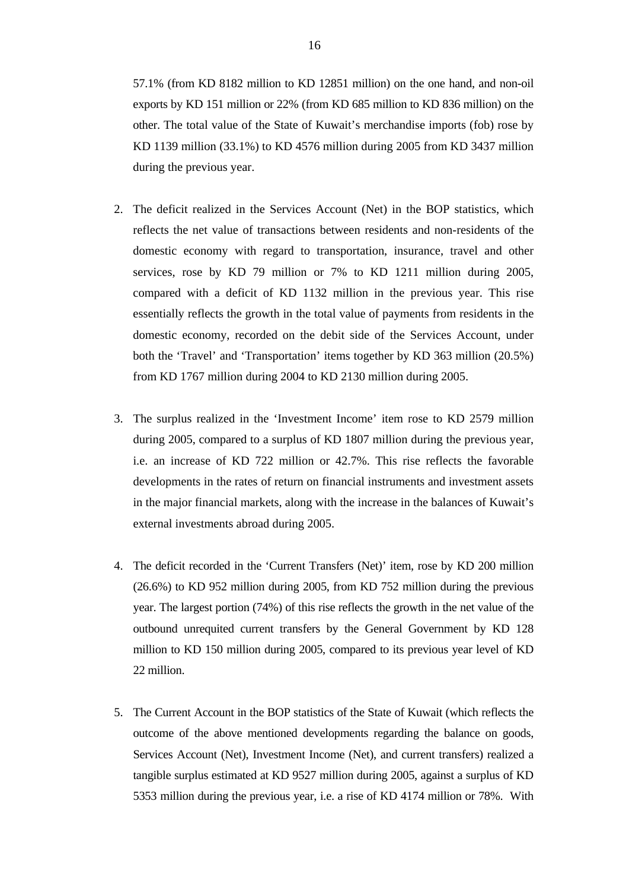57.1% (from KD 8182 million to KD 12851 million) on the one hand, and non-oil exports by KD 151 million or 22% (from KD 685 million to KD 836 million) on the other. The total value of the State of Kuwait's merchandise imports (fob) rose by KD 1139 million (33.1%) to KD 4576 million during 2005 from KD 3437 million during the previous year.

2. The deficit realized in the Services Account (Net) in the BOP statistics, which reflects the net value of transactions between residents and non-residents of the domestic economy with regard to transportation, insurance, travel and other services, rose by KD 79 million or 7% to KD 1211 million during 2005, compared with a deficit of KD 1132 million in the previous year. This rise essentially reflects the growth in the total value of payments from residents in the domestic economy, recorded on the debit side of the Services Account, under both the 'Travel' and 'Transportation' items together by KD 363 million (20.5%) from KD 1767 million during 2004 to KD 2130 million during 2005.

3. The surplus realized in the 'Investment Income' item rose to KD 2579 million during 2005, compared to a surplus of KD 1807 million during the previous year, i.e. an increase of KD 722 million or 42.7%. This rise reflects the favorable developments in the rates of return on financial instruments and investment assets in the major financial markets, along with the increase in the balances of Kuwait's external investments abroad during 2005.

4. The deficit recorded in the 'Current Transfers (Net)' item, rose by KD 200 million (26.6%) to KD 952 million during 2005, from KD 752 million during the previous year. The largest portion (74%) of this rise reflects the growth in the net value of the outbound unrequited current transfers by the General Government by KD 128 million to KD 150 million during 2005, compared to its previous year level of KD 22 million.

5. The Current Account in the BOP statistics of the State of Kuwait (which reflects the outcome of the above mentioned developments regarding the balance on goods, Services Account (Net), Investment Income (Net), and current transfers) realized a tangible surplus estimated at KD 9527 million during 2005, against a surplus of KD 5353 million during the previous year, i.e. a rise of KD 4174 million or 78%. With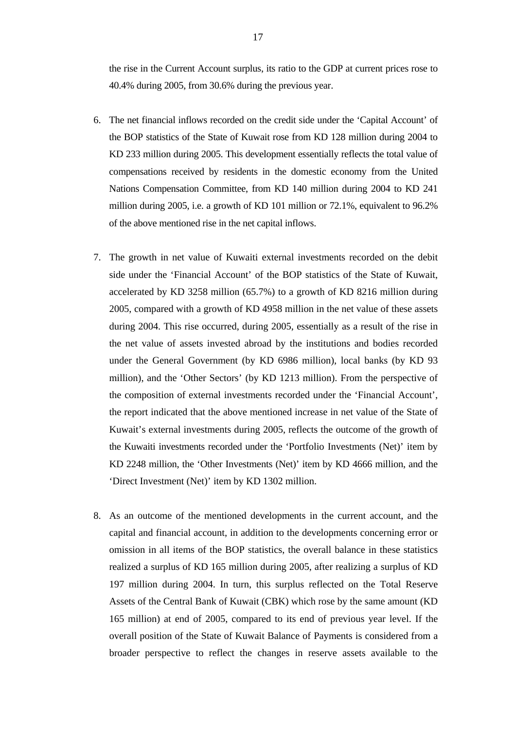the rise in the Current Account surplus, its ratio to the GDP at current prices rose to 40.4% during 2005, from 30.6% during the previous year.

6. The net financial inflows recorded on the credit side under the 'Capital Account' of the BOP statistics of the State of Kuwait rose from KD 128 million during 2004 to KD 233 million during 2005. This development essentially reflects the total value of compensations received by residents in the domestic economy from the United Nations Compensation Committee, from KD 140 million during 2004 to KD 241 million during 2005, i.e. a growth of KD 101 million or 72.1%, equivalent to 96.2% of the above mentioned rise in the net capital inflows.

7. The growth in net value of Kuwaiti external investments recorded on the debit side under the 'Financial Account' of the BOP statistics of the State of Kuwait, accelerated by KD 3258 million (65.7%) to a growth of KD 8216 million during 2005, compared with a growth of KD 4958 million in the net value of these assets during 2004. This rise occurred, during 2005, essentially as a result of the rise in the net value of assets invested abroad by the institutions and bodies recorded under the General Government (by KD 6986 million), local banks (by KD 93 million), and the 'Other Sectors' (by KD 1213 million). From the perspective of the composition of external investments recorded under the 'Financial Account', the report indicated that the above mentioned increase in net value of the State of Kuwait's external investments during 2005, reflects the outcome of the growth of the Kuwaiti investments recorded under the 'Portfolio Investments (Net)' item by KD 2248 million, the 'Other Investments (Net)' item by KD 4666 million, and the 'Direct Investment (Net)' item by KD 1302 million.

8. As an outcome of the mentioned developments in the current account, and the capital and financial account, in addition to the developments concerning error or omission in all items of the BOP statistics, the overall balance in these statistics realized a surplus of KD 165 million during 2005, after realizing a surplus of KD 197 million during 2004. In turn, this surplus reflected on the Total Reserve Assets of the Central Bank of Kuwait (CBK) which rose by the same amount (KD 165 million) at end of 2005, compared to its end of previous year level. If the overall position of the State of Kuwait Balance of Payments is considered from a broader perspective to reflect the changes in reserve assets available to the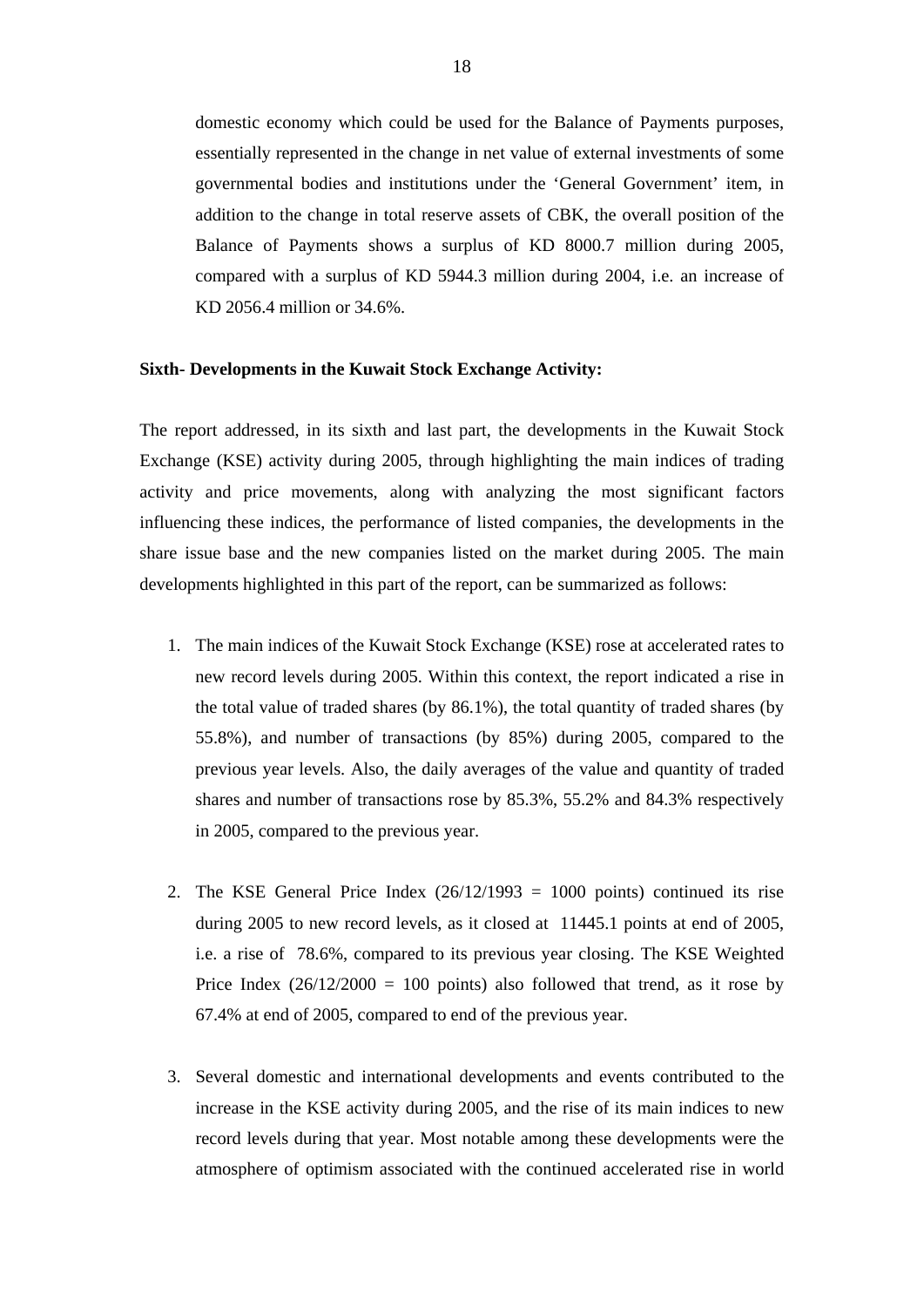domestic economy which could be used for the Balance of Payments purposes, essentially represented in the change in net value of external investments of some governmental bodies and institutions under the 'General Government' item, in addition to the change in total reserve assets of CBK, the overall position of the Balance of Payments shows a surplus of KD 8000.7 million during 2005, compared with a surplus of KD 5944.3 million during 2004, i.e. an increase of KD 2056.4 million or 34.6%.

**Sixth- Developments in the Kuwait Stock Exchange Activity:**

The report addressed, in its sixth and last part, the developments in the Kuwait Stock Exchange (KSE) activity during 2005, through highlighting the main indices of trading activity and price movements, along with analyzing the most significant factors influencing these indices, the performance of listed companies, the developments in the share issue base and the new companies listed on the market during 2005. The main developments highlighted in this part of the report, can be summarized as follows:

1. The main indices of the Kuwait Stock Exchange (KSE) rose at accelerated rates to new record levels during 2005. Within this context, the report indicated a rise in the total value of traded shares (by 86.1%), the total quantity of traded shares (by 55.8%), and number of transactions (by 85%) during 2005, compared to the previous year levels. Also, the daily averages of the value and quantity of traded shares and number of transactions rose by 85.3%, 55.2% and 84.3% respectively in 2005, compared to the previous year.

2. The KSE General Price Index (26/12/1993 = 1000 points) continued its rise during 2005 to new record levels, as it closed at 11445.1 points at end of 2005, i.e. a rise of 78.6%, compared to its previous year closing. The KSE Weighted Price Index (26/12/2000 = 100 points) also followed that trend, as it rose by 67.4% at end of 2005, compared to end of the previous year.

3. Several domestic and international developments and events contributed to the increase in the KSE activity during 2005, and the rise of its main indices to new record levels during that year. Most notable among these developments were the atmosphere of optimism associated with the continued accelerated rise in world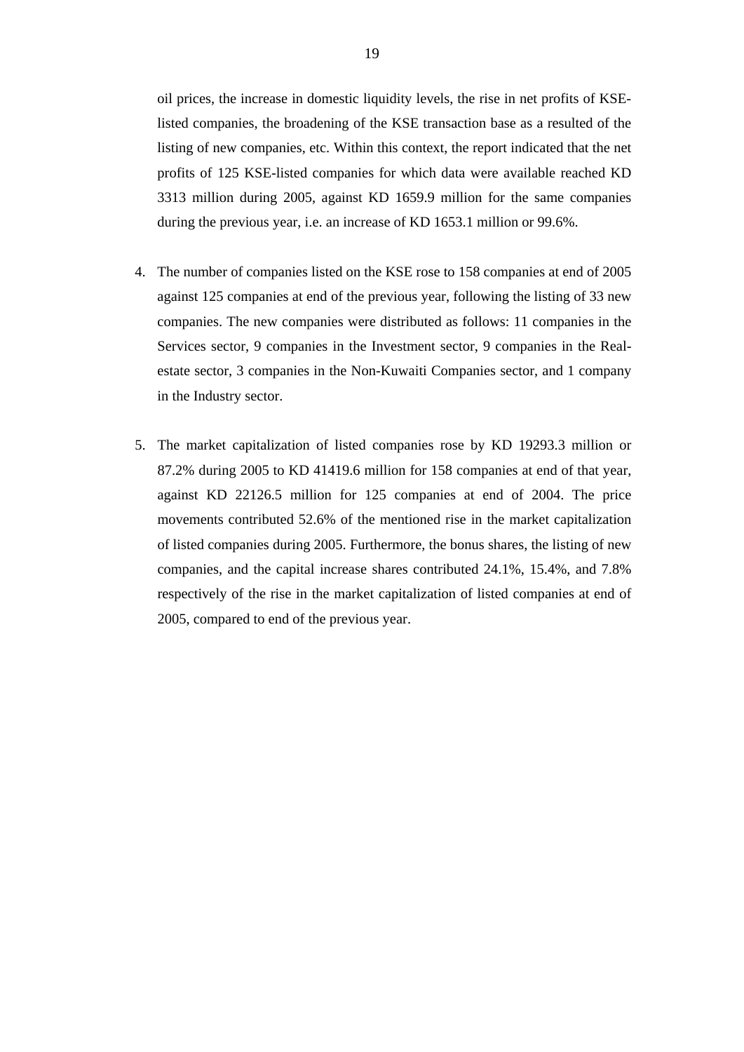oil prices, the increase in domestic liquidity levels, the rise in net profits of KSE-listed companies, the broadening of the KSE transaction base as a resulted of the listing of new companies, etc. Within this context, the report indicated that the net profits of 125 KSE-listed companies for which data were available reached KD 3313 million during 2005, against KD 1659.9 million for the same companies during the previous year, i.e. an increase of KD 1653.1 million or 99.6%.

4. The number of companies listed on the KSE rose to 158 companies at end of 2005 against 125 companies at end of the previous year, following the listing of 33 new companies. The new companies were distributed as follows: 11 companies in the Services sector, 9 companies in the Investment sector, 9 companies in the Real-estate sector, 3 companies in the Non-Kuwaiti Companies sector, and 1 company in the Industry sector.

5. The market capitalization of listed companies rose by KD 19293.3 million or 87.2% during 2005 to KD 41419.6 million for 158 companies at end of that year, against KD 22126.5 million for 125 companies at end of 2004. The price movements contributed 52.6% of the mentioned rise in the market capitalization of listed companies during 2005. Furthermore, the bonus shares, the listing of new companies, and the capital increase shares contributed 24.1%, 15.4%, and 7.8% respectively of the rise in the market capitalization of listed companies at end of 2005, compared to end of the previous year.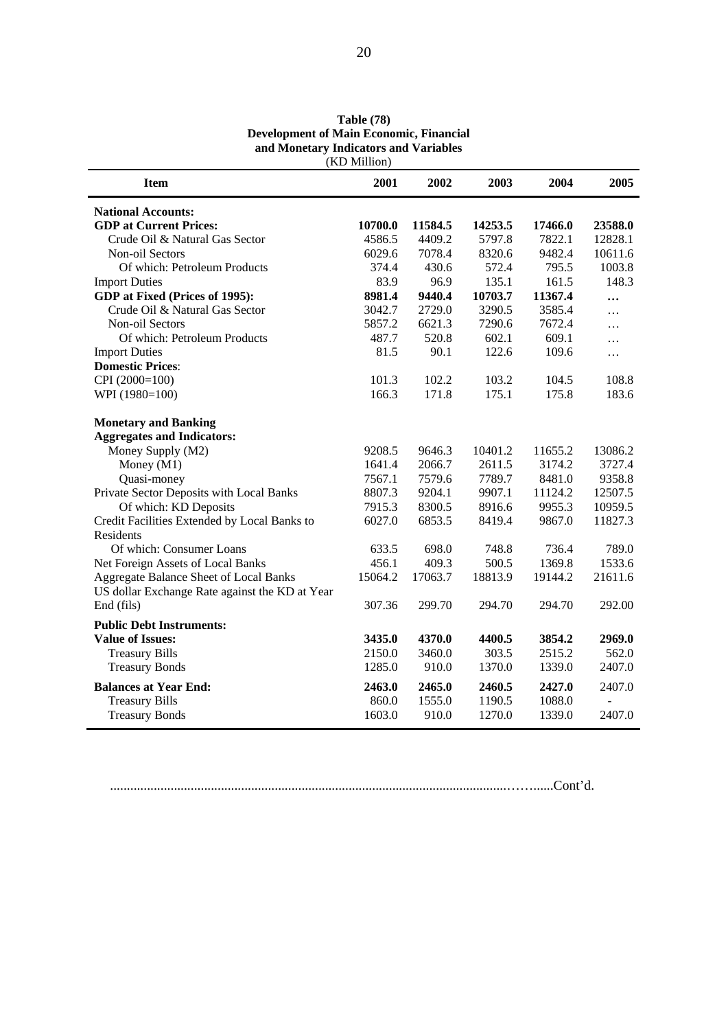**Table (78)**
**Development of Main Economic, Financial and Monetary Indicators and Variables**
(KD Million)

| Item | 2001 | 2002 | 2003 | 2004 | 2005 |
|---|---|---|---|---|---|
| **National Accounts:** | | | | | |
| **GDP at Current Prices:** | **10700.0** | **11584.5** | **14253.5** | **17466.0** | **23588.0** |
| Crude Oil & Natural Gas Sector | 4586.5 | 4409.2 | 5797.8 | 7822.1 | 12828.1 |
| Non-oil Sectors | 6029.6 | 7078.4 | 8320.6 | 9482.4 | 10611.6 |
| Of which: Petroleum Products | 374.4 | 430.6 | 572.4 | 795.5 | 1003.8 |
| Import Duties | 83.9 | 96.9 | 135.1 | 161.5 | 148.3 |
| **GDP at Fixed (Prices of 1995):** | **8981.4** | **9440.4** | **10703.7** | **11367.4** | **…** |
| Crude Oil & Natural Gas Sector | 3042.7 | 2729.0 | 3290.5 | 3585.4 | … |
| Non-oil Sectors | 5857.2 | 6621.3 | 7290.6 | 7672.4 | … |
| Of which: Petroleum Products | 487.7 | 520.8 | 602.1 | 609.1 | … |
| Import Duties | 81.5 | 90.1 | 122.6 | 109.6 | … |
| **Domestic Prices**: | | | | | |
| CPI (2000=100) | 101.3 | 102.2 | 103.2 | 104.5 | 108.8 |
| WPI (1980=100) | 166.3 | 171.8 | 175.1 | 175.8 | 183.6 |
| **Monetary and Banking Aggregates and Indicators:** | | | | | |
| Money Supply (M2) | 9208.5 | 9646.3 | 10401.2 | 11655.2 | 13086.2 |
| Money (M1) | 1641.4 | 2066.7 | 2611.5 | 3174.2 | 3727.4 |
| Quasi-money | 7567.1 | 7579.6 | 7789.7 | 8481.0 | 9358.8 |
| Private Sector Deposits with Local Banks | 8807.3 | 9204.1 | 9907.1 | 11124.2 | 12507.5 |
| Of which: KD Deposits | 7915.3 | 8300.5 | 8916.6 | 9955.3 | 10959.5 |
| Credit Facilities Extended by Local Banks to Residents | 6027.0 | 6853.5 | 8419.4 | 9867.0 | 11827.3 |
| Of which: Consumer Loans | 633.5 | 698.0 | 748.8 | 736.4 | 789.0 |
| Net Foreign Assets of Local Banks | 456.1 | 409.3 | 500.5 | 1369.8 | 1533.6 |
| Aggregate Balance Sheet of Local Banks | 15064.2 | 17063.7 | 18813.9 | 19144.2 | 21611.6 |
| US dollar Exchange Rate against the KD at Year End (fils) | 307.36 | 299.70 | 294.70 | 294.70 | 292.00 |
| **Public Debt Instruments:** | | | | | |
| **Value of Issues:** | **3435.0** | **4370.0** | **4400.5** | **3854.2** | **2969.0** |
| Treasury Bills | 2150.0 | 3460.0 | 303.5 | 2515.2 | 562.0 |
| Treasury Bonds | 1285.0 | 910.0 | 1370.0 | 1339.0 | 2407.0 |
| **Balances at Year End:** | **2463.0** | **2465.0** | **2460.5** | **2427.0** | 2407.0 |
| Treasury Bills | 860.0 | 1555.0 | 1190.5 | 1088.0 | - |
| Treasury Bonds | 1603.0 | 910.0 | 1270.0 | 1339.0 | 2407.0 |

.....................................................................................................................Cont'd.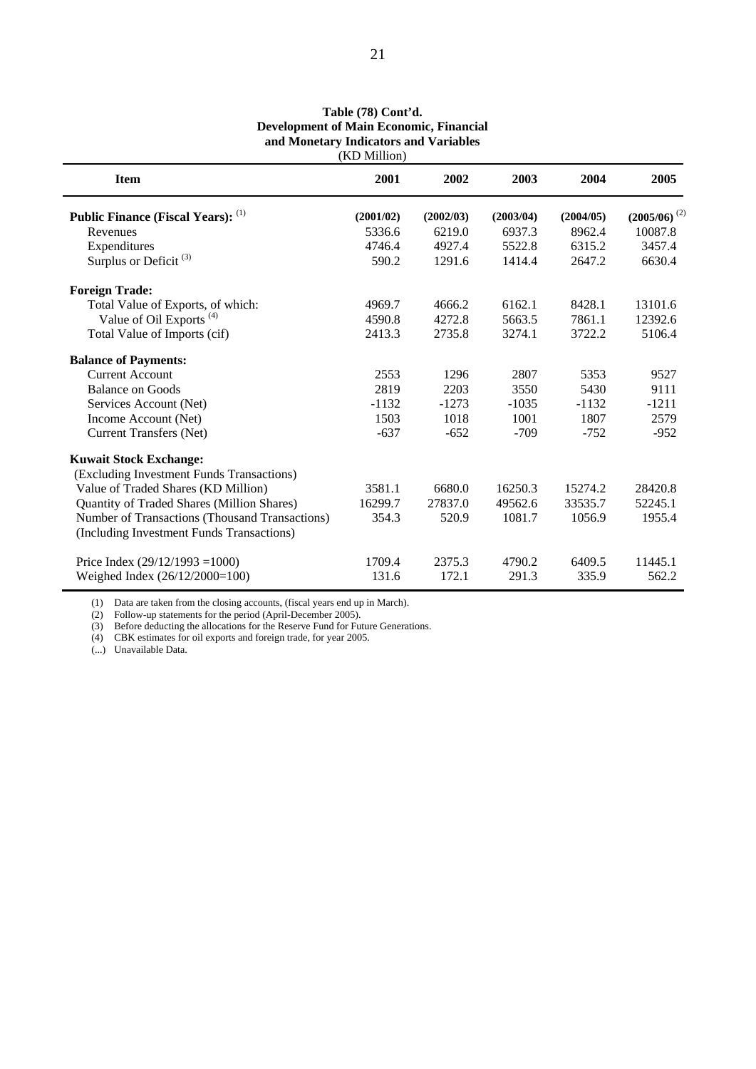**Table (78) Cont'd.**
**Development of Main Economic, Financial and Monetary Indicators and Variables**
(KD Million)

| Item | 2001 | 2002 | 2003 | 2004 | 2005 |
|---|---|---|---|---|---|
| **Public Finance (Fiscal Years):** (1) | **(2001/02)** | **(2002/03)** | **(2003/04)** | **(2004/05)** | **(2005/06)** (2) |
| Revenues | 5336.6 | 6219.0 | 6937.3 | 8962.4 | 10087.8 |
| Expenditures | 4746.4 | 4927.4 | 5522.8 | 6315.2 | 3457.4 |
| Surplus or Deficit (3) | 590.2 | 1291.6 | 1414.4 | 2647.2 | 6630.4 |
| **Foreign Trade:** | | | | | |
| Total Value of Exports, of which: | 4969.7 | 4666.2 | 6162.1 | 8428.1 | 13101.6 |
| Value of Oil Exports (4) | 4590.8 | 4272.8 | 5663.5 | 7861.1 | 12392.6 |
| Total Value of Imports (cif) | 2413.3 | 2735.8 | 3274.1 | 3722.2 | 5106.4 |
| **Balance of Payments:** | | | | | |
| Current Account | 2553 | 1296 | 2807 | 5353 | 9527 |
| Balance on Goods | 2819 | 2203 | 3550 | 5430 | 9111 |
| Services Account (Net) | -1132 | -1273 | -1035 | -1132 | -1211 |
| Income Account (Net) | 1503 | 1018 | 1001 | 1807 | 2579 |
| Current Transfers (Net) | -637 | -652 | -709 | -752 | -952 |
| **Kuwait Stock Exchange:** | | | | | |
| (Excluding Investment Funds Transactions) | | | | | |
| Value of Traded Shares (KD Million) | 3581.1 | 6680.0 | 16250.3 | 15274.2 | 28420.8 |
| Quantity of Traded Shares (Million Shares) | 16299.7 | 27837.0 | 49562.6 | 33535.7 | 52245.1 |
| Number of Transactions (Thousand Transactions) | 354.3 | 520.9 | 1081.7 | 1056.9 | 1955.4 |
| (Including Investment Funds Transactions) | | | | | |
| Price Index (29/12/1993 =1000) | 1709.4 | 2375.3 | 4790.2 | 6409.5 | 11445.1 |
| Weighed Index (26/12/2000=100) | 131.6 | 172.1 | 291.3 | 335.9 | 562.2 |

(1) Data are taken from the closing accounts, (fiscal years end up in March).
(2) Follow-up statements for the period (April-December 2005).
(3) Before deducting the allocations for the Reserve Fund for Future Generations.
(4) CBK estimates for oil exports and foreign trade, for year 2005.
(...) Unavailable Data.